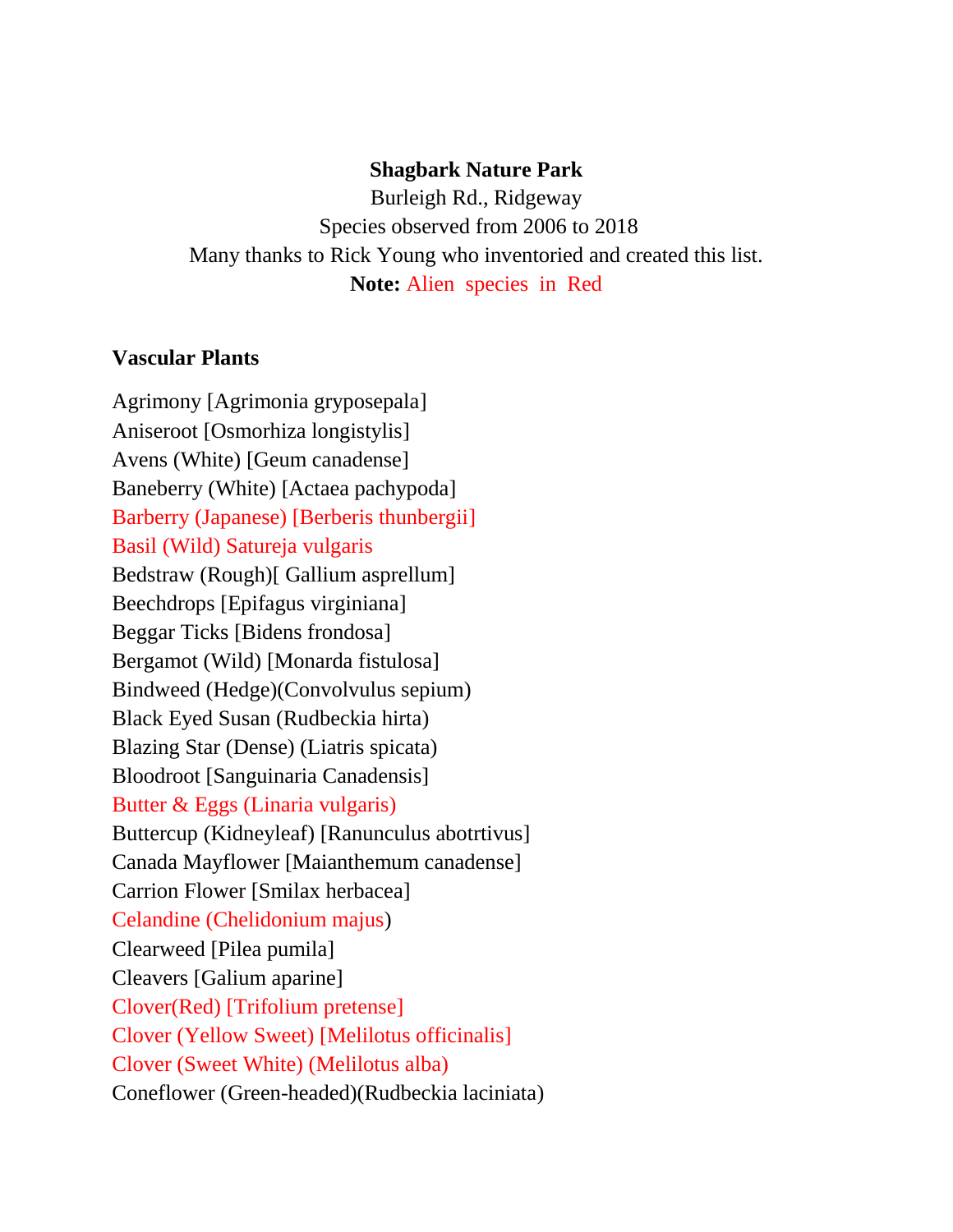**Shagbark Nature Park**

Burleigh Rd., Ridgeway

Species observed from 2006 to 2018

Many thanks to Rick Young who inventoried and created this list.

**Note:** Alien species in Red

## Vascular Plants

Agrimony [Agrimonia gryposepala]
Aniseroot [Osmorhiza longistylis]
Avens (White) [Geum canadense]
Baneberry (White) [Actaea pachypoda]
Barberry (Japanese) [Berberis thunbergii]
Basil (Wild) Satureja vulgaris
Bedstraw (Rough)[ Gallium asprellum]
Beechdrops [Epifagus virginiana]
Beggar Ticks [Bidens frondosa]
Bergamot (Wild) [Monarda fistulosa]
Bindweed (Hedge)(Convolvulus sepium)
Black Eyed Susan (Rudbeckia hirta)
Blazing Star (Dense) (Liatris spicata)
Bloodroot [Sanguinaria Canadensis]
Butter & Eggs (Linaria vulgaris)
Buttercup (Kidneyleaf) [Ranunculus abotrtivus]
Canada Mayflower [Maianthemum canadense]
Carrion Flower [Smilax herbacea]
Celandine (Chelidonium majus)
Clearweed [Pilea pumila]
Cleavers [Galium aparine]
Clover(Red) [Trifolium pretense]
Clover (Yellow Sweet) [Melilotus officinalis]
Clover (Sweet White) (Melilotus alba)
Coneflower (Green-headed)(Rudbeckia laciniata)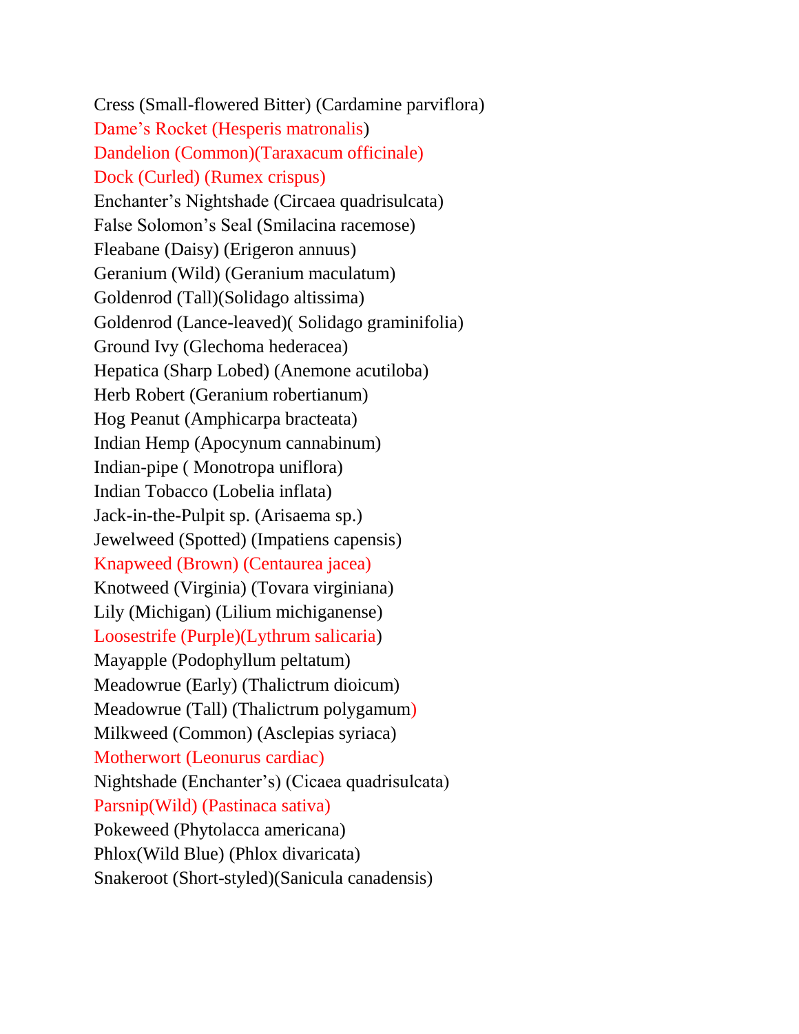Cress (Small-flowered Bitter) (Cardamine parviflora)
Dame's Rocket (Hesperis matronalis)
Dandelion (Common)(Taraxacum officinale)
Dock (Curled) (Rumex crispus)
Enchanter's Nightshade (Circaea quadrisulcata)
False Solomon's Seal (Smilacina racemose)
Fleabane (Daisy) (Erigeron annuus)
Geranium (Wild) (Geranium maculatum)
Goldenrod (Tall)(Solidago altissima)
Goldenrod (Lance-leaved)( Solidago graminifolia)
Ground Ivy (Glechoma hederacea)
Hepatica (Sharp Lobed) (Anemone acutiloba)
Herb Robert (Geranium robertianum)
Hog Peanut (Amphicarpa bracteata)
Indian Hemp (Apocynum cannabinum)
Indian-pipe ( Monotropa uniflora)
Indian Tobacco (Lobelia inflata)
Jack-in-the-Pulpit sp. (Arisaema sp.)
Jewelweed (Spotted) (Impatiens capensis)
Knapweed (Brown) (Centaurea jacea)
Knotweed (Virginia) (Tovara virginiana)
Lily (Michigan) (Lilium michiganense)
Loosestrife (Purple)(Lythrum salicaria)
Mayapple (Podophyllum peltatum)
Meadowrue (Early) (Thalictrum dioicum)
Meadowrue (Tall) (Thalictrum polygamum)
Milkweed (Common) (Asclepias syriaca)
Motherwort (Leonurus cardiac)
Nightshade (Enchanter's) (Cicaea quadrisulcata)
Parsnip(Wild) (Pastinaca sativa)
Pokeweed (Phytolacca americana)
Phlox(Wild Blue) (Phlox divaricata)
Snakeroot (Short-styled)(Sanicula canadensis)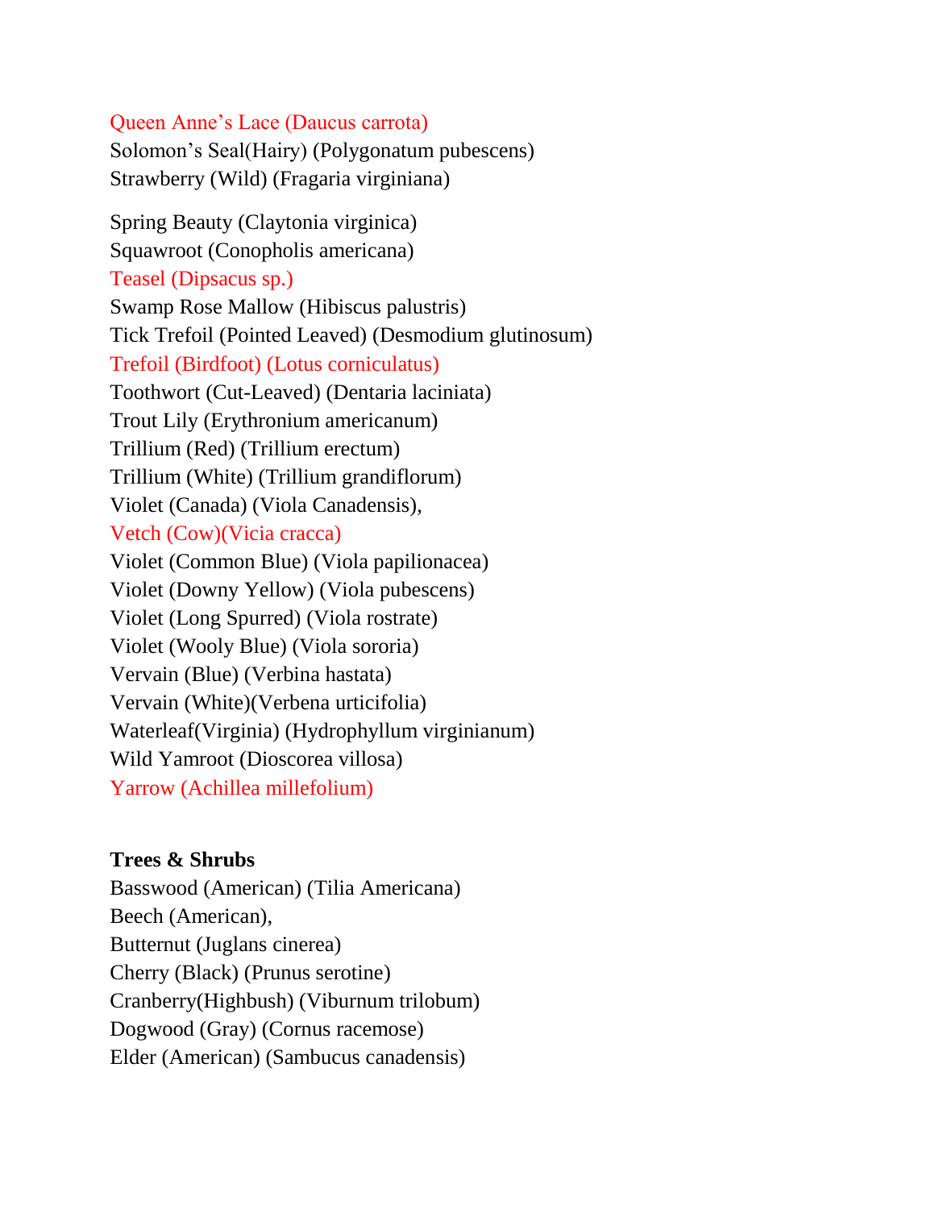Queen Anne's Lace (Daucus carrota)
Solomon's Seal(Hairy) (Polygonatum pubescens)
Strawberry (Wild) (Fragaria virginiana)

Spring Beauty (Claytonia virginica)
Squawroot (Conopholis americana)
Teasel (Dipsacus sp.)
Swamp Rose Mallow (Hibiscus palustris)
Tick Trefoil (Pointed Leaved) (Desmodium glutinosum)
Trefoil (Birdfoot) (Lotus corniculatus)
Toothwort (Cut-Leaved) (Dentaria laciniata)
Trout Lily (Erythronium americanum)
Trillium (Red) (Trillium erectum)
Trillium (White) (Trillium grandiflorum)
Violet (Canada) (Viola Canadensis),
Vetch (Cow)(Vicia cracca)
Violet (Common Blue) (Viola papilionacea)
Violet (Downy Yellow) (Viola pubescens)
Violet (Long Spurred) (Viola rostrate)
Violet (Wooly Blue) (Viola sororia)
Vervain (Blue) (Verbina hastata)
Vervain (White)(Verbena urticifolia)
Waterleaf(Virginia) (Hydrophyllum virginianum)
Wild Yamroot (Dioscorea villosa)
Yarrow (Achillea millefolium)

**Trees & Shrubs**
Basswood (American) (Tilia Americana)
Beech (American),
Butternut (Juglans cinerea)
Cherry (Black) (Prunus serotine)
Cranberry(Highbush) (Viburnum trilobum)
Dogwood (Gray) (Cornus racemose)
Elder (American) (Sambucus canadensis)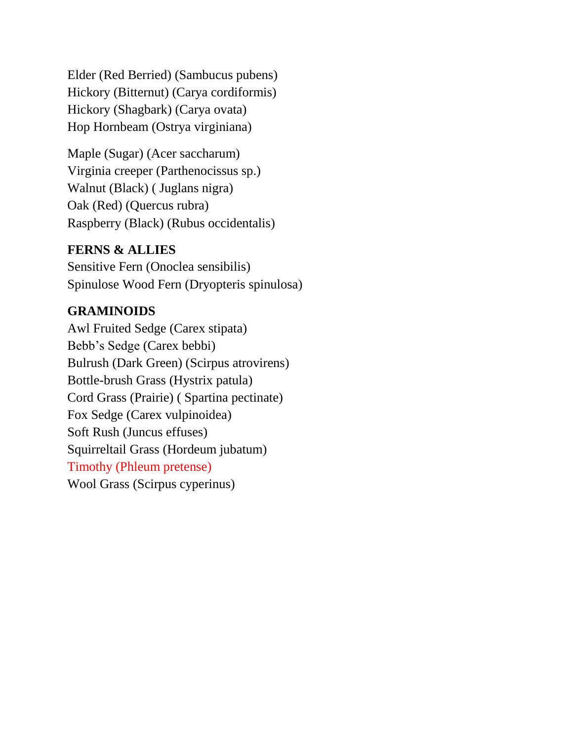Elder (Red Berried) (Sambucus pubens)
Hickory (Bitternut) (Carya cordiformis)
Hickory (Shagbark) (Carya ovata)
Hop Hornbeam (Ostrya virginiana)

Maple (Sugar) (Acer saccharum)
Virginia creeper (Parthenocissus sp.)
Walnut (Black) ( Juglans nigra)
Oak (Red) (Quercus rubra)
Raspberry (Black) (Rubus occidentalis)

**FERNS & ALLIES**

Sensitive Fern (Onoclea sensibilis)
Spinulose Wood Fern (Dryopteris spinulosa)

**GRAMINOIDS**

Awl Fruited Sedge (Carex stipata)
Bebb's Sedge (Carex bebbi)
Bulrush (Dark Green) (Scirpus atrovirens)
Bottle-brush Grass (Hystrix patula)
Cord Grass (Prairie) ( Spartina pectinate)
Fox Sedge (Carex vulpinoidea)
Soft Rush (Juncus effuses)
Squirreltail Grass (Hordeum jubatum)
Timothy (Phleum pretense)
Wool Grass (Scirpus cyperinus)